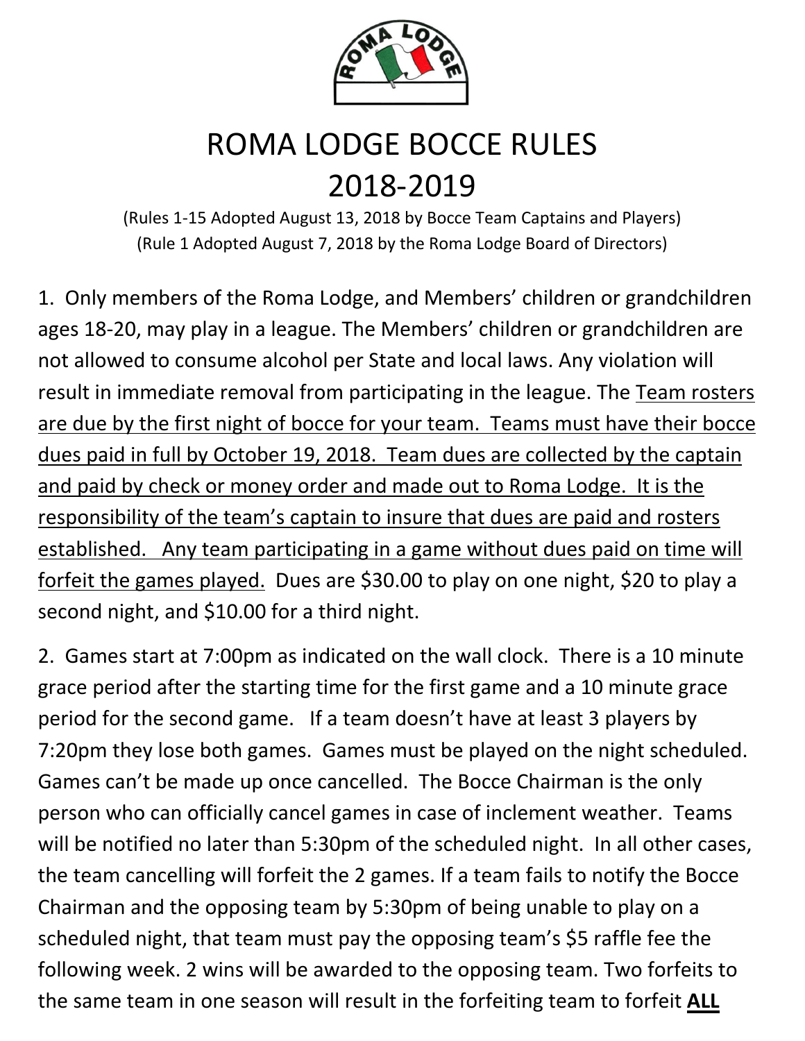# ROMA LODGE BOCCE RULES
# 2018-2019

(Rules 1-15 Adopted August 13, 2018 by Bocce Team Captains and Players)
(Rule 1 Adopted August 7, 2018 by the Roma Lodge Board of Directors)

1. Only members of the Roma Lodge, and Members' children or grandchildren ages 18-20, may play in a league. The Members' children or grandchildren are not allowed to consume alcohol per State and local laws. Any violation will result in immediate removal from participating in the league. The <u>Team rosters are due by the first night of bocce for your team. Teams must have their bocce dues paid in full by October 19, 2018. Team dues are collected by the captain and paid by check or money order and made out to Roma Lodge. It is the responsibility of the team's captain to insure that dues are paid and rosters established. Any team participating in a game without dues paid on time will forfeit the games played.</u> Dues are $30.00 to play on one night, $20 to play a second night, and $10.00 for a third night.

2. Games start at 7:00pm as indicated on the wall clock. There is a 10 minute grace period after the starting time for the first game and a 10 minute grace period for the second game. If a team doesn't have at least 3 players by 7:20pm they lose both games. Games must be played on the night scheduled. Games can't be made up once cancelled. The Bocce Chairman is the only person who can officially cancel games in case of inclement weather. Teams will be notified no later than 5:30pm of the scheduled night. In all other cases, the team cancelling will forfeit the 2 games. If a team fails to notify the Bocce Chairman and the opposing team by 5:30pm of being unable to play on a scheduled night, that team must pay the opposing team's $5 raffle fee the following week. 2 wins will be awarded to the opposing team. Two forfeits to the same team in one season will result in the forfeiting team to forfeit <u>**ALL**</u>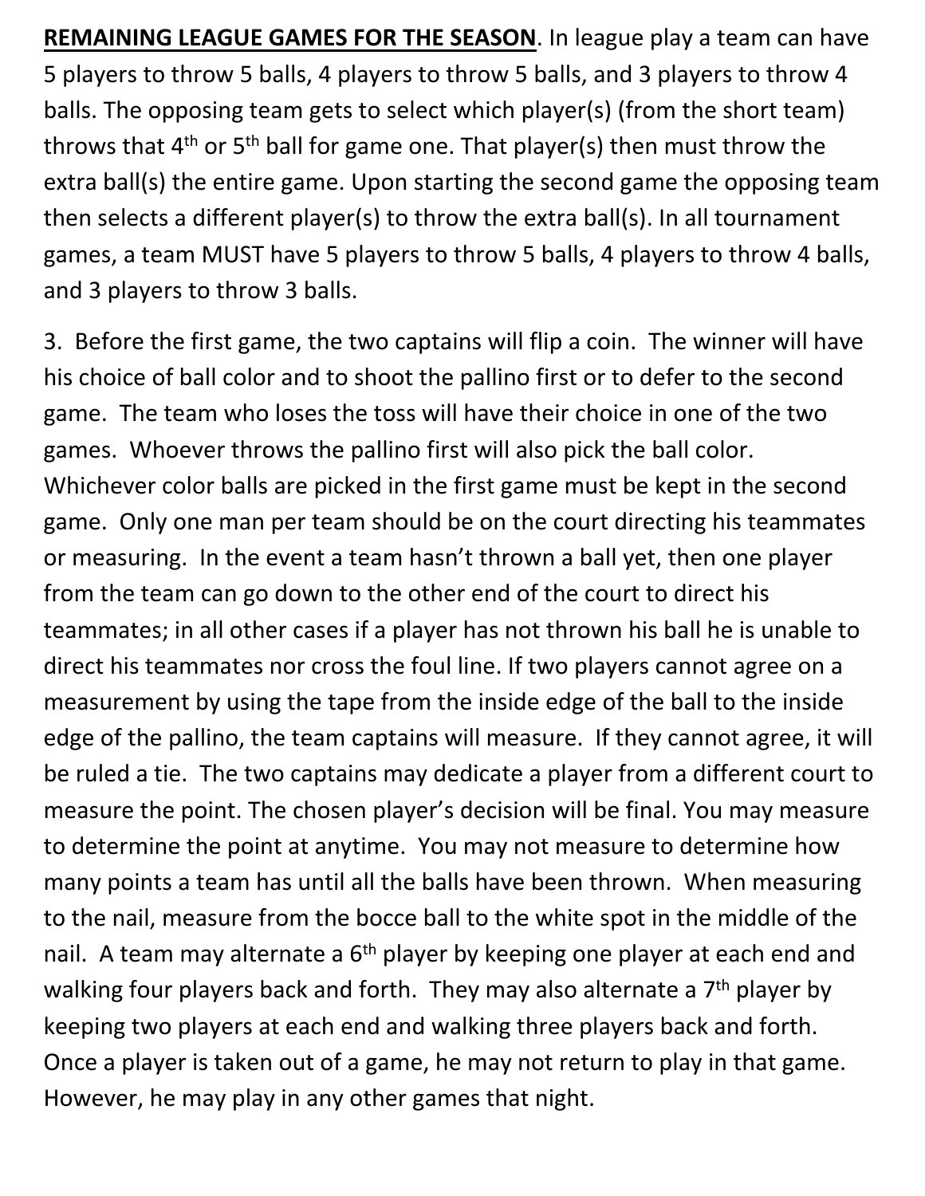**<u>REMAINING LEAGUE GAMES FOR THE SEASON</u>**. In league play a team can have 5 players to throw 5 balls, 4 players to throw 5 balls, and 3 players to throw 4 balls. The opposing team gets to select which player(s) (from the short team) throws that 4th or 5th ball for game one. That player(s) then must throw the extra ball(s) the entire game. Upon starting the second game the opposing team then selects a different player(s) to throw the extra ball(s). In all tournament games, a team MUST have 5 players to throw 5 balls, 4 players to throw 4 balls, and 3 players to throw 3 balls.

3. Before the first game, the two captains will flip a coin. The winner will have his choice of ball color and to shoot the pallino first or to defer to the second game. The team who loses the toss will have their choice in one of the two games. Whoever throws the pallino first will also pick the ball color. Whichever color balls are picked in the first game must be kept in the second game. Only one man per team should be on the court directing his teammates or measuring. In the event a team hasn't thrown a ball yet, then one player from the team can go down to the other end of the court to direct his teammates; in all other cases if a player has not thrown his ball he is unable to direct his teammates nor cross the foul line. If two players cannot agree on a measurement by using the tape from the inside edge of the ball to the inside edge of the pallino, the team captains will measure. If they cannot agree, it will be ruled a tie. The two captains may dedicate a player from a different court to measure the point. The chosen player's decision will be final. You may measure to determine the point at anytime. You may not measure to determine how many points a team has until all the balls have been thrown. When measuring to the nail, measure from the bocce ball to the white spot in the middle of the nail. A team may alternate a 6th player by keeping one player at each end and walking four players back and forth. They may also alternate a 7th player by keeping two players at each end and walking three players back and forth. Once a player is taken out of a game, he may not return to play in that game. However, he may play in any other games that night.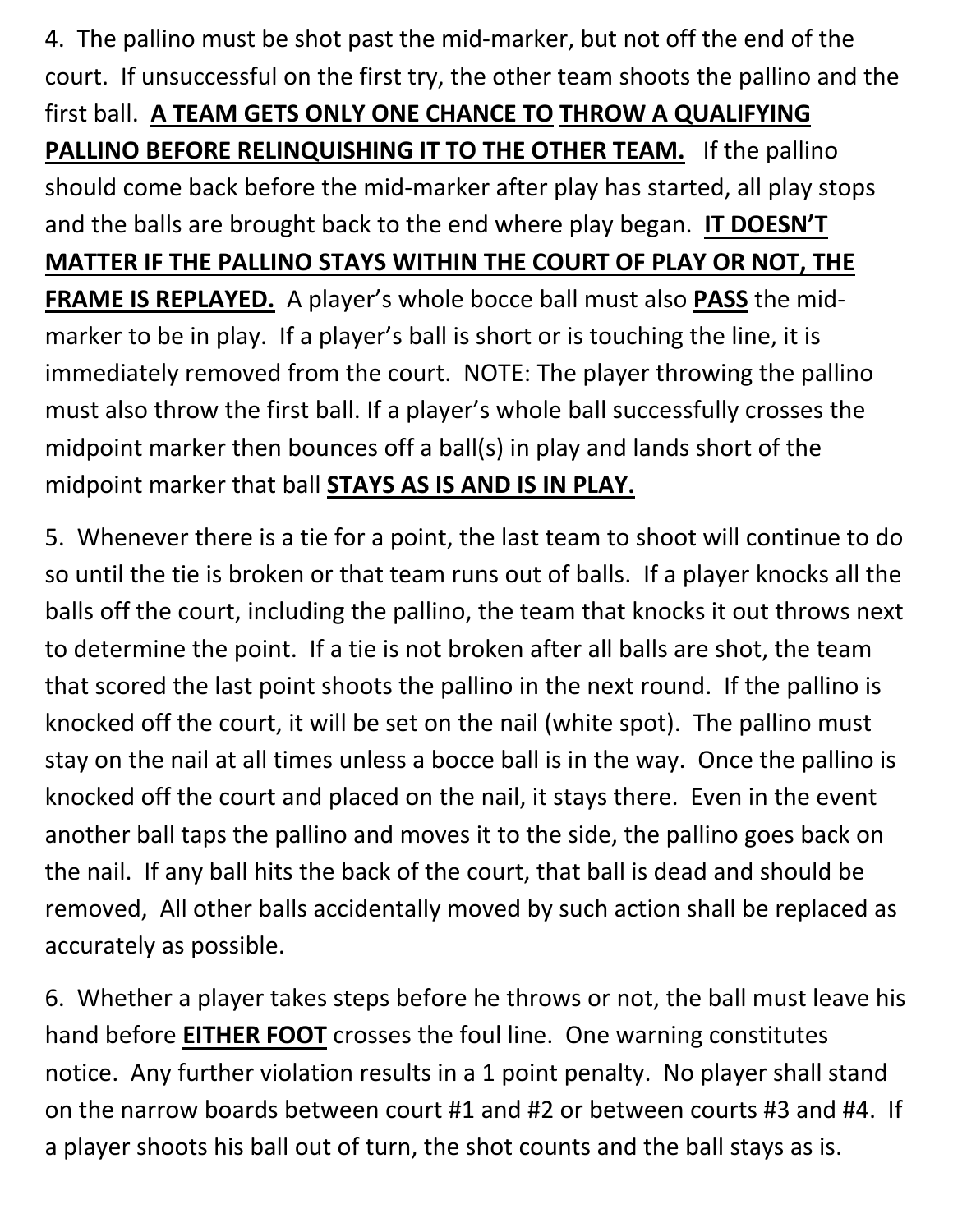4. The pallino must be shot past the mid-marker, but not off the end of the court. If unsuccessful on the first try, the other team shoots the pallino and the first ball. **<u>A TEAM GETS ONLY ONE CHANCE TO THROW A QUALIFYING PALLINO BEFORE RELINQUISHING IT TO THE OTHER TEAM.</u>** If the pallino should come back before the mid-marker after play has started, all play stops and the balls are brought back to the end where play began. **<u>IT DOESN'T MATTER IF THE PALLINO STAYS WITHIN THE COURT OF PLAY OR NOT, THE FRAME IS REPLAYED.</u>** A player's whole bocce ball must also **<u>PASS</u>** the mid-marker to be in play. If a player's ball is short or is touching the line, it is immediately removed from the court. NOTE: The player throwing the pallino must also throw the first ball. If a player's whole ball successfully crosses the midpoint marker then bounces off a ball(s) in play and lands short of the midpoint marker that ball **<u>STAYS AS IS AND IS IN PLAY.</u>**

5. Whenever there is a tie for a point, the last team to shoot will continue to do so until the tie is broken or that team runs out of balls. If a player knocks all the balls off the court, including the pallino, the team that knocks it out throws next to determine the point. If a tie is not broken after all balls are shot, the team that scored the last point shoots the pallino in the next round. If the pallino is knocked off the court, it will be set on the nail (white spot). The pallino must stay on the nail at all times unless a bocce ball is in the way. Once the pallino is knocked off the court and placed on the nail, it stays there. Even in the event another ball taps the pallino and moves it to the side, the pallino goes back on the nail. If any ball hits the back of the court, that ball is dead and should be removed, All other balls accidentally moved by such action shall be replaced as accurately as possible.

6. Whether a player takes steps before he throws or not, the ball must leave his hand before **<u>EITHER FOOT</u>** crosses the foul line. One warning constitutes notice. Any further violation results in a 1 point penalty. No player shall stand on the narrow boards between court #1 and #2 or between courts #3 and #4. If a player shoots his ball out of turn, the shot counts and the ball stays as is.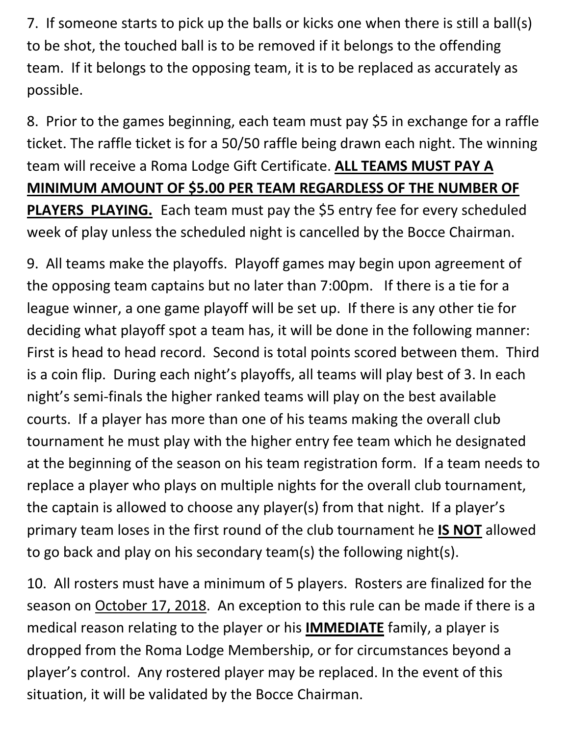7. If someone starts to pick up the balls or kicks one when there is still a ball(s) to be shot, the touched ball is to be removed if it belongs to the offending team. If it belongs to the opposing team, it is to be replaced as accurately as possible.

8. Prior to the games beginning, each team must pay $5 in exchange for a raffle ticket. The raffle ticket is for a 50/50 raffle being drawn each night. The winning team will receive a Roma Lodge Gift Certificate. **<u>ALL TEAMS MUST PAY A MINIMUM AMOUNT OF $5.00 PER TEAM REGARDLESS OF THE NUMBER OF PLAYERS PLAYING.</u>** Each team must pay the $5 entry fee for every scheduled week of play unless the scheduled night is cancelled by the Bocce Chairman.

9. All teams make the playoffs. Playoff games may begin upon agreement of the opposing team captains but no later than 7:00pm. If there is a tie for a league winner, a one game playoff will be set up. If there is any other tie for deciding what playoff spot a team has, it will be done in the following manner: First is head to head record. Second is total points scored between them. Third is a coin flip. During each night's playoffs, all teams will play best of 3. In each night's semi-finals the higher ranked teams will play on the best available courts. If a player has more than one of his teams making the overall club tournament he must play with the higher entry fee team which he designated at the beginning of the season on his team registration form. If a team needs to replace a player who plays on multiple nights for the overall club tournament, the captain is allowed to choose any player(s) from that night. If a player's primary team loses in the first round of the club tournament he **<u>IS NOT</u>** allowed to go back and play on his secondary team(s) the following night(s).

10. All rosters must have a minimum of 5 players. Rosters are finalized for the season on <u>October 17, 2018</u>. An exception to this rule can be made if there is a medical reason relating to the player or his **<u>IMMEDIATE</u>** family, a player is dropped from the Roma Lodge Membership, or for circumstances beyond a player's control. Any rostered player may be replaced. In the event of this situation, it will be validated by the Bocce Chairman.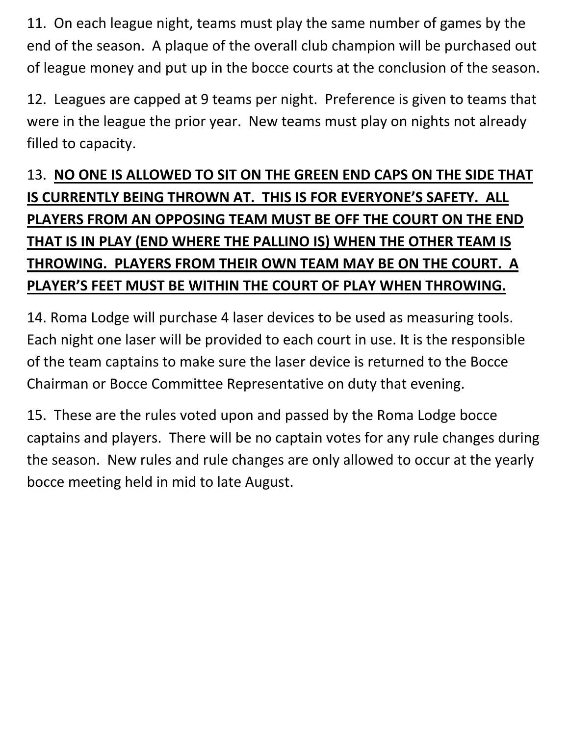11. On each league night, teams must play the same number of games by the end of the season. A plaque of the overall club champion will be purchased out of league money and put up in the bocce courts at the conclusion of the season.

12. Leagues are capped at 9 teams per night. Preference is given to teams that were in the league the prior year. New teams must play on nights not already filled to capacity.

13. **<u>NO ONE IS ALLOWED TO SIT ON THE GREEN END CAPS ON THE SIDE THAT IS CURRENTLY BEING THROWN AT. THIS IS FOR EVERYONE'S SAFETY. ALL PLAYERS FROM AN OPPOSING TEAM MUST BE OFF THE COURT ON THE END THAT IS IN PLAY (END WHERE THE PALLINO IS) WHEN THE OTHER TEAM IS THROWING. PLAYERS FROM THEIR OWN TEAM MAY BE ON THE COURT. A PLAYER'S FEET MUST BE WITHIN THE COURT OF PLAY WHEN THROWING.</u>**

14. Roma Lodge will purchase 4 laser devices to be used as measuring tools. Each night one laser will be provided to each court in use. It is the responsible of the team captains to make sure the laser device is returned to the Bocce Chairman or Bocce Committee Representative on duty that evening.

15. These are the rules voted upon and passed by the Roma Lodge bocce captains and players. There will be no captain votes for any rule changes during the season. New rules and rule changes are only allowed to occur at the yearly bocce meeting held in mid to late August.